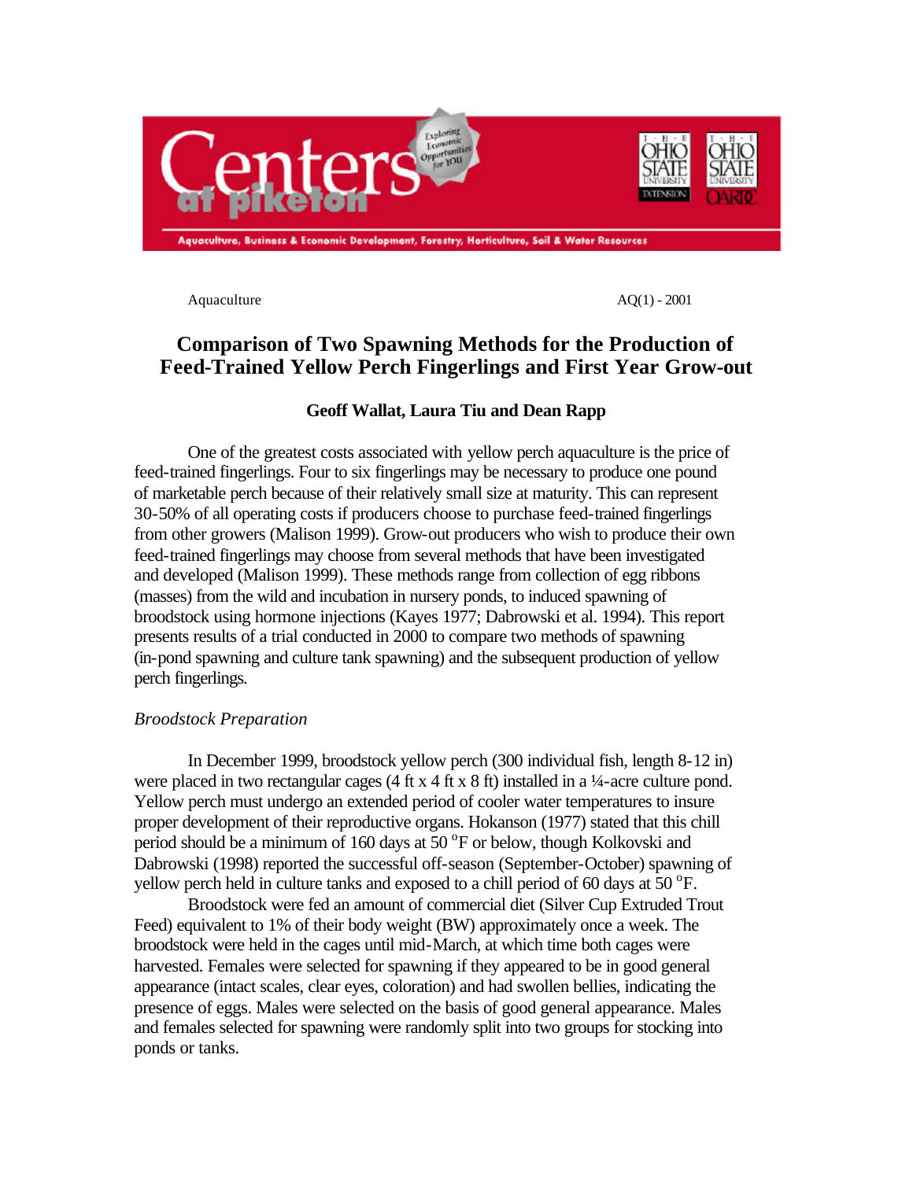Aquaculture AQ(1) - 2001

# Comparison of Two Spawning Methods for the Production of Feed-Trained Yellow Perch Fingerlings and First Year Grow-out

**Geoff Wallat, Laura Tiu and Dean Rapp**

One of the greatest costs associated with yellow perch aquaculture is the price of feed-trained fingerlings. Four to six fingerlings may be necessary to produce one pound of marketable perch because of their relatively small size at maturity. This can represent 30-50% of all operating costs if producers choose to purchase feed-trained fingerlings from other growers (Malison 1999). Grow-out producers who wish to produce their own feed-trained fingerlings may choose from several methods that have been investigated and developed (Malison 1999). These methods range from collection of egg ribbons (masses) from the wild and incubation in nursery ponds, to induced spawning of broodstock using hormone injections (Kayes 1977; Dabrowski et al. 1994). This report presents results of a trial conducted in 2000 to compare two methods of spawning (in-pond spawning and culture tank spawning) and the subsequent production of yellow perch fingerlings.

*Broodstock Preparation*

In December 1999, broodstock yellow perch (300 individual fish, length 8-12 in) were placed in two rectangular cages (4 ft x 4 ft x 8 ft) installed in a ¼-acre culture pond. Yellow perch must undergo an extended period of cooler water temperatures to insure proper development of their reproductive organs. Hokanson (1977) stated that this chill period should be a minimum of 160 days at 50 $^{o}$F or below, though Kolkovski and Dabrowski (1998) reported the successful off-season (September-October) spawning of yellow perch held in culture tanks and exposed to a chill period of 60 days at 50 $^{o}$F.

Broodstock were fed an amount of commercial diet (Silver Cup Extruded Trout Feed) equivalent to 1% of their body weight (BW) approximately once a week. The broodstock were held in the cages until mid-March, at which time both cages were harvested. Females were selected for spawning if they appeared to be in good general appearance (intact scales, clear eyes, coloration) and had swollen bellies, indicating the presence of eggs. Males were selected on the basis of good general appearance. Males and females selected for spawning were randomly split into two groups for stocking into ponds or tanks.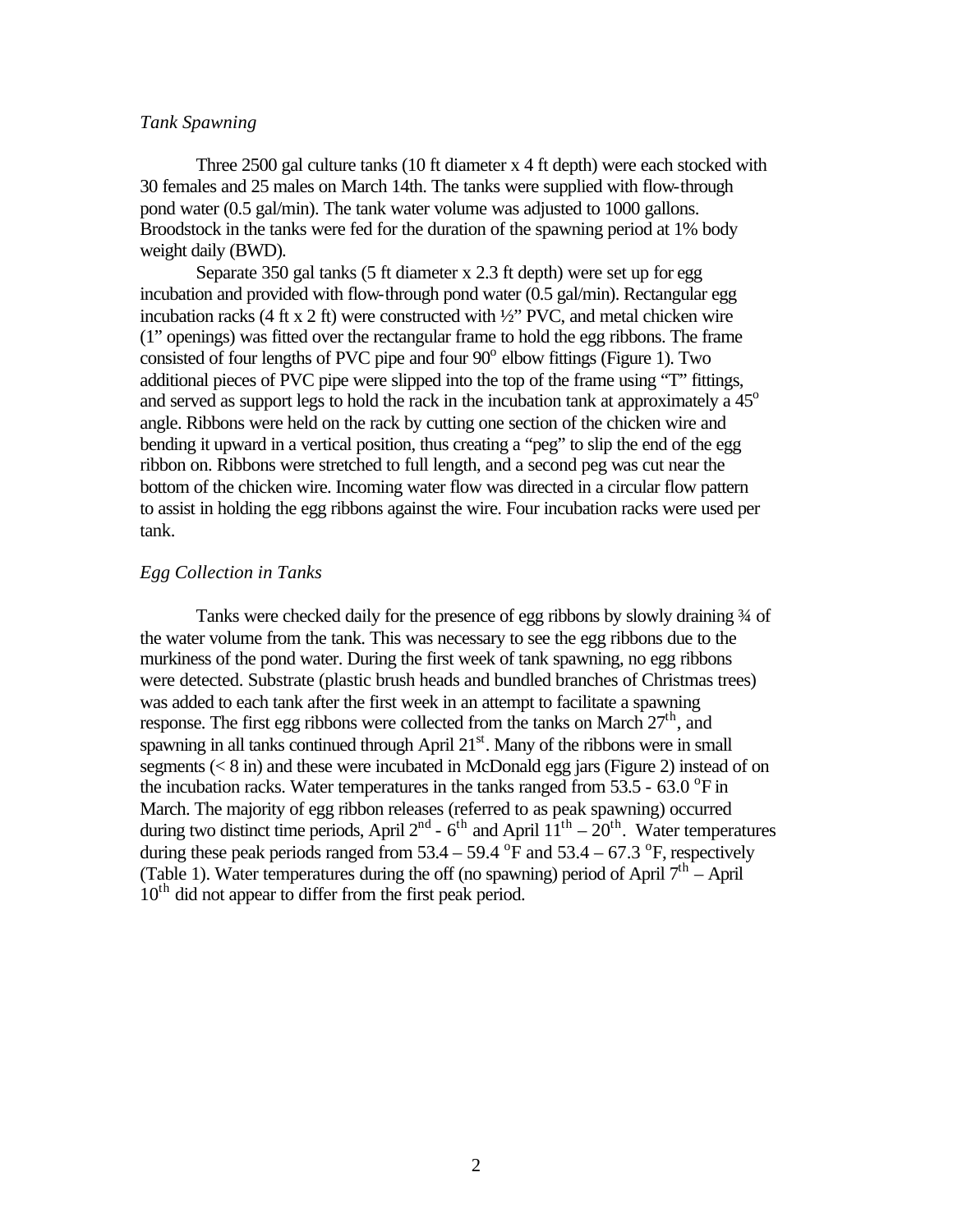### *Tank Spawning*

Three 2500 gal culture tanks (10 ft diameter x 4 ft depth) were each stocked with 30 females and 25 males on March 14th. The tanks were supplied with flow-through pond water (0.5 gal/min). The tank water volume was adjusted to 1000 gallons. Broodstock in the tanks were fed for the duration of the spawning period at 1% body weight daily (BWD).

Separate 350 gal tanks (5 ft diameter x 2.3 ft depth) were set up for egg incubation and provided with flow-through pond water (0.5 gal/min). Rectangular egg incubation racks (4 ft x 2 ft) were constructed with ½" PVC, and metal chicken wire (1" openings) was fitted over the rectangular frame to hold the egg ribbons. The frame consisted of four lengths of PVC pipe and four $90^{o}$ elbow fittings (Figure 1). Two additional pieces of PVC pipe were slipped into the top of the frame using "T" fittings, and served as support legs to hold the rack in the incubation tank at approximately a $45^{o}$ angle. Ribbons were held on the rack by cutting one section of the chicken wire and bending it upward in a vertical position, thus creating a "peg" to slip the end of the egg ribbon on. Ribbons were stretched to full length, and a second peg was cut near the bottom of the chicken wire. Incoming water flow was directed in a circular flow pattern to assist in holding the egg ribbons against the wire. Four incubation racks were used per tank.

### *Egg Collection in Tanks*

Tanks were checked daily for the presence of egg ribbons by slowly draining ¾ of the water volume from the tank. This was necessary to see the egg ribbons due to the murkiness of the pond water. During the first week of tank spawning, no egg ribbons were detected. Substrate (plastic brush heads and bundled branches of Christmas trees) was added to each tank after the first week in an attempt to facilitate a spawning response. The first egg ribbons were collected from the tanks on March $27^{th}$, and spawning in all tanks continued through April $21^{st}$. Many of the ribbons were in small segments (< 8 in) and these were incubated in McDonald egg jars (Figure 2) instead of on the incubation racks. Water temperatures in the tanks ranged from 53.5 - 63.0 $^{o}$F in March. The majority of egg ribbon releases (referred to as peak spawning) occurred during two distinct time periods, April $2^{nd}$ - $6^{th}$ and April $11^{th}$ – $20^{th}$. Water temperatures during these peak periods ranged from 53.4 – 59.4 $^{o}$F and 53.4 – 67.3 $^{o}$F, respectively (Table 1). Water temperatures during the off (no spawning) period of April $7^{th}$ – April $10^{th}$ did not appear to differ from the first peak period.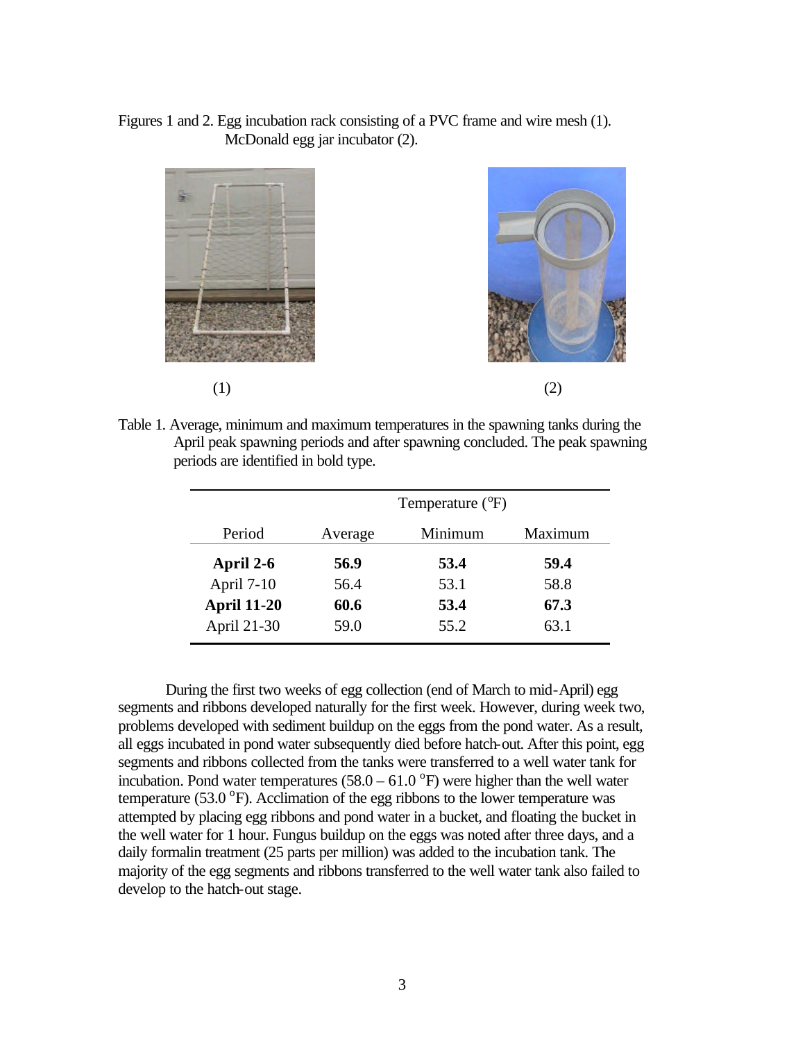Figures 1 and 2. Egg incubation rack consisting of a PVC frame and wire mesh (1). McDonald egg jar incubator (2).

(1) (2)

Table 1. Average, minimum and maximum temperatures in the spawning tanks during the April peak spawning periods and after spawning concluded. The peak spawning periods are identified in bold type.

| | Temperature (°F) | | |
|---|---|---|---|
| Period | Average | Minimum | Maximum |
| **April 2-6** | **56.9** | **53.4** | **59.4** |
| April 7-10 | 56.4 | 53.1 | 58.8 |
| **April 11-20** | **60.6** | **53.4** | **67.3** |
| April 21-30 | 59.0 | 55.2 | 63.1 |

During the first two weeks of egg collection (end of March to mid-April) egg segments and ribbons developed naturally for the first week. However, during week two, problems developed with sediment buildup on the eggs from the pond water. As a result, all eggs incubated in pond water subsequently died before hatch-out. After this point, egg segments and ribbons collected from the tanks were transferred to a well water tank for incubation. Pond water temperatures (58.0 – 61.0 °F) were higher than the well water temperature (53.0 °F). Acclimation of the egg ribbons to the lower temperature was attempted by placing egg ribbons and pond water in a bucket, and floating the bucket in the well water for 1 hour. Fungus buildup on the eggs was noted after three days, and a daily formalin treatment (25 parts per million) was added to the incubation tank. The majority of the egg segments and ribbons transferred to the well water tank also failed to develop to the hatch-out stage.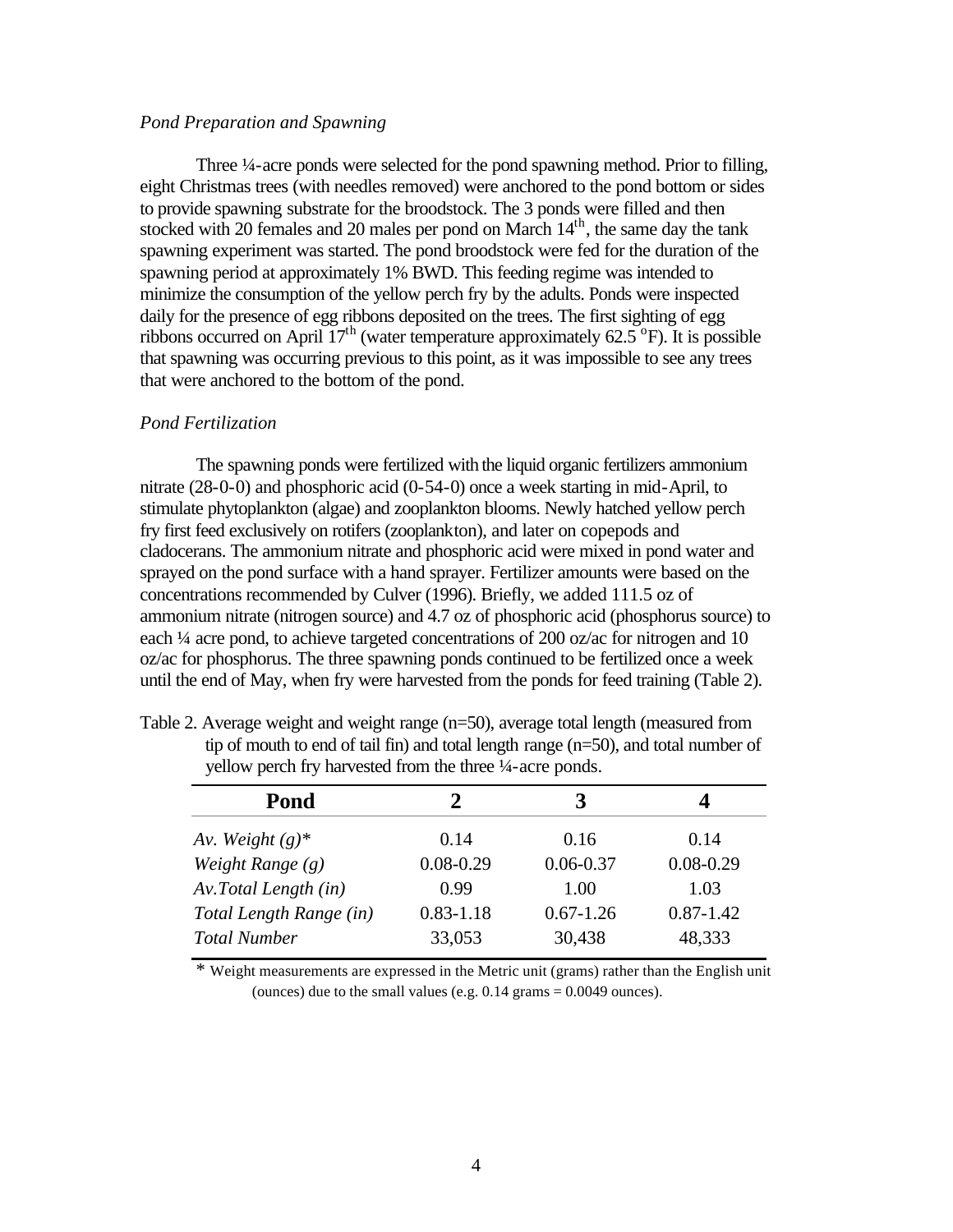*Pond Preparation and Spawning*

Three ¼-acre ponds were selected for the pond spawning method. Prior to filling, eight Christmas trees (with needles removed) were anchored to the pond bottom or sides to provide spawning substrate for the broodstock. The 3 ponds were filled and then stocked with 20 females and 20 males per pond on March 14th, the same day the tank spawning experiment was started. The pond broodstock were fed for the duration of the spawning period at approximately 1% BWD. This feeding regime was intended to minimize the consumption of the yellow perch fry by the adults. Ponds were inspected daily for the presence of egg ribbons deposited on the trees. The first sighting of egg ribbons occurred on April 17th (water temperature approximately 62.5 °F). It is possible that spawning was occurring previous to this point, as it was impossible to see any trees that were anchored to the bottom of the pond.

*Pond Fertilization*

The spawning ponds were fertilized with the liquid organic fertilizers ammonium nitrate (28-0-0) and phosphoric acid (0-54-0) once a week starting in mid-April, to stimulate phytoplankton (algae) and zooplankton blooms. Newly hatched yellow perch fry first feed exclusively on rotifers (zooplankton), and later on copepods and cladocerans. The ammonium nitrate and phosphoric acid were mixed in pond water and sprayed on the pond surface with a hand sprayer. Fertilizer amounts were based on the concentrations recommended by Culver (1996). Briefly, we added 111.5 oz of ammonium nitrate (nitrogen source) and 4.7 oz of phosphoric acid (phosphorus source) to each ¼ acre pond, to achieve targeted concentrations of 200 oz/ac for nitrogen and 10 oz/ac for phosphorus. The three spawning ponds continued to be fertilized once a week until the end of May, when fry were harvested from the ponds for feed training (Table 2).

Table 2. Average weight and weight range (n=50), average total length (measured from tip of mouth to end of tail fin) and total length range (n=50), and total number of yellow perch fry harvested from the three ¼-acre ponds.

| **Pond** | **2** | **3** | **4** |
|---|---|---|---|
| *Av. Weight (g)** | 0.14 | 0.16 | 0.14 |
| *Weight Range (g)* | 0.08-0.29 | 0.06-0.37 | 0.08-0.29 |
| *Av.Total Length (in)* | 0.99 | 1.00 | 1.03 |
| *Total Length Range (in)* | 0.83-1.18 | 0.67-1.26 | 0.87-1.42 |
| *Total Number* | 33,053 | 30,438 | 48,333 |

* Weight measurements are expressed in the Metric unit (grams) rather than the English unit (ounces) due to the small values (e.g. 0.14 grams = 0.0049 ounces).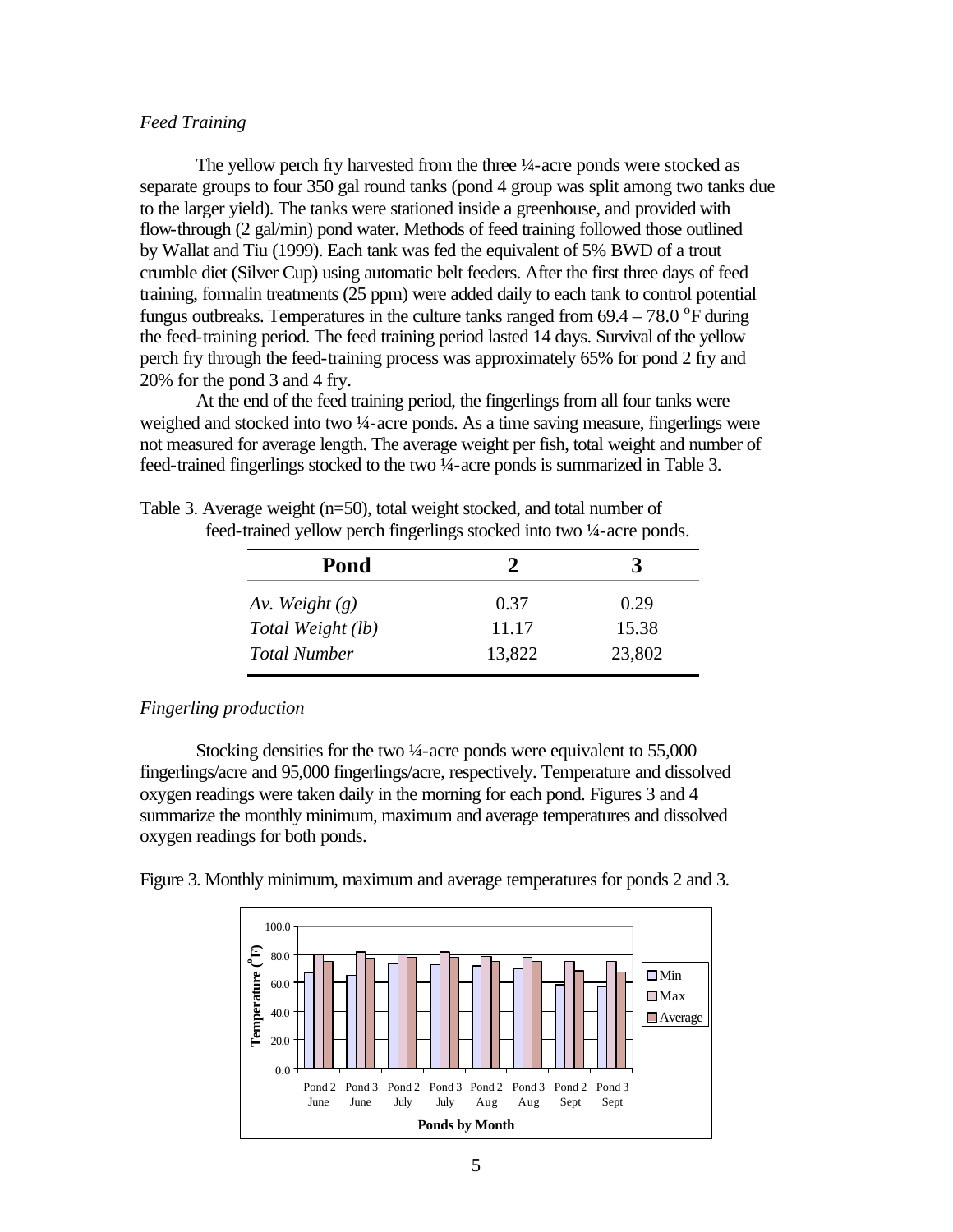*Feed Training*

The yellow perch fry harvested from the three ¼-acre ponds were stocked as separate groups to four 350 gal round tanks (pond 4 group was split among two tanks due to the larger yield). The tanks were stationed inside a greenhouse, and provided with flow-through (2 gal/min) pond water. Methods of feed training followed those outlined by Wallat and Tiu (1999). Each tank was fed the equivalent of 5% BWD of a trout crumble diet (Silver Cup) using automatic belt feeders. After the first three days of feed training, formalin treatments (25 ppm) were added daily to each tank to control potential fungus outbreaks. Temperatures in the culture tanks ranged from 69.4 – 78.0 $^{o}$F during the feed-training period. The feed training period lasted 14 days. Survival of the yellow perch fry through the feed-training process was approximately 65% for pond 2 fry and 20% for the pond 3 and 4 fry.

At the end of the feed training period, the fingerlings from all four tanks were weighed and stocked into two ¼-acre ponds. As a time saving measure, fingerlings were not measured for average length. The average weight per fish, total weight and number of feed-trained fingerlings stocked to the two ¼-acre ponds is summarized in Table 3.

Table 3. Average weight (n=50), total weight stocked, and total number of feed-trained yellow perch fingerlings stocked into two ¼-acre ponds.

| Pond | 2 | 3 |
|---|---|---|
| *Av. Weight (g)* | 0.37 | 0.29 |
| *Total Weight (lb)* | 11.17 | 15.38 |
| *Total Number* | 13,822 | 23,802 |

*Fingerling production*

Stocking densities for the two ¼-acre ponds were equivalent to 55,000 fingerlings/acre and 95,000 fingerlings/acre, respectively. Temperature and dissolved oxygen readings were taken daily in the morning for each pond. Figures 3 and 4 summarize the monthly minimum, maximum and average temperatures and dissolved oxygen readings for both ponds.

Figure 3. Monthly minimum, maximum and average temperatures for ponds 2 and 3.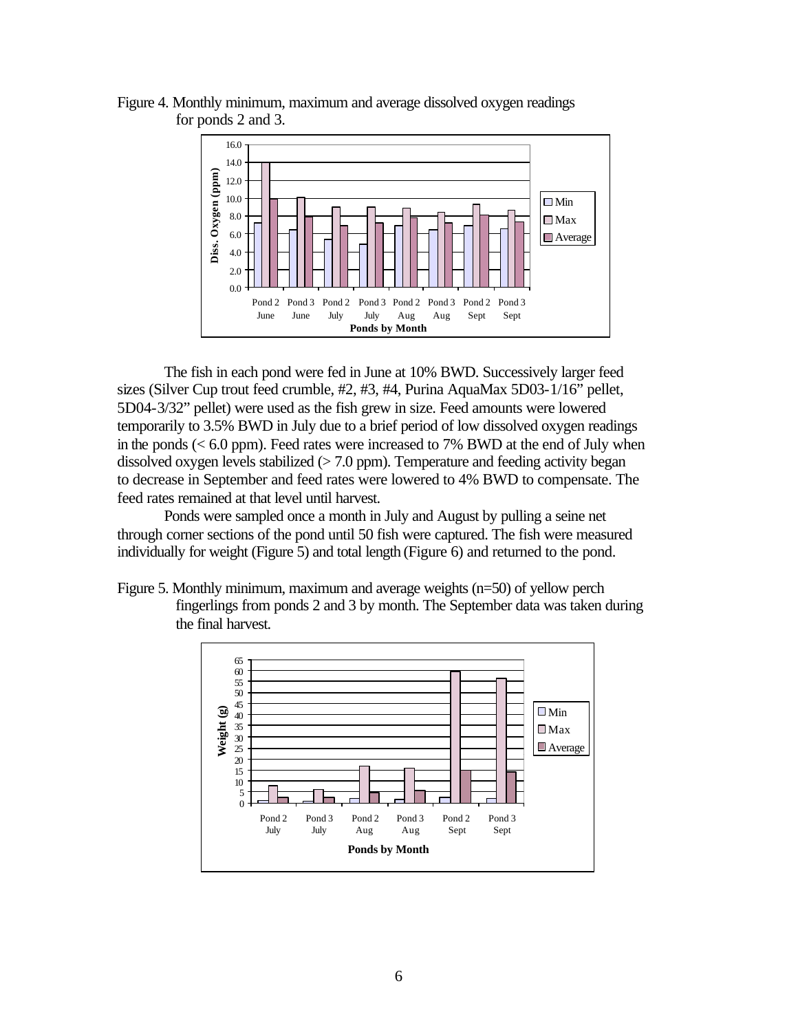Figure 4. Monthly minimum, maximum and average dissolved oxygen readings for ponds 2 and 3.

The fish in each pond were fed in June at 10% BWD. Successively larger feed sizes (Silver Cup trout feed crumble, #2, #3, #4, Purina AquaMax 5D03-1/16" pellet, 5D04-3/32" pellet) were used as the fish grew in size. Feed amounts were lowered temporarily to 3.5% BWD in July due to a brief period of low dissolved oxygen readings in the ponds (< 6.0 ppm). Feed rates were increased to 7% BWD at the end of July when dissolved oxygen levels stabilized (> 7.0 ppm). Temperature and feeding activity began to decrease in September and feed rates were lowered to 4% BWD to compensate. The feed rates remained at that level until harvest.

Ponds were sampled once a month in July and August by pulling a seine net through corner sections of the pond until 50 fish were captured. The fish were measured individually for weight (Figure 5) and total length (Figure 6) and returned to the pond.

Figure 5. Monthly minimum, maximum and average weights (n=50) of yellow perch fingerlings from ponds 2 and 3 by month. The September data was taken during the final harvest.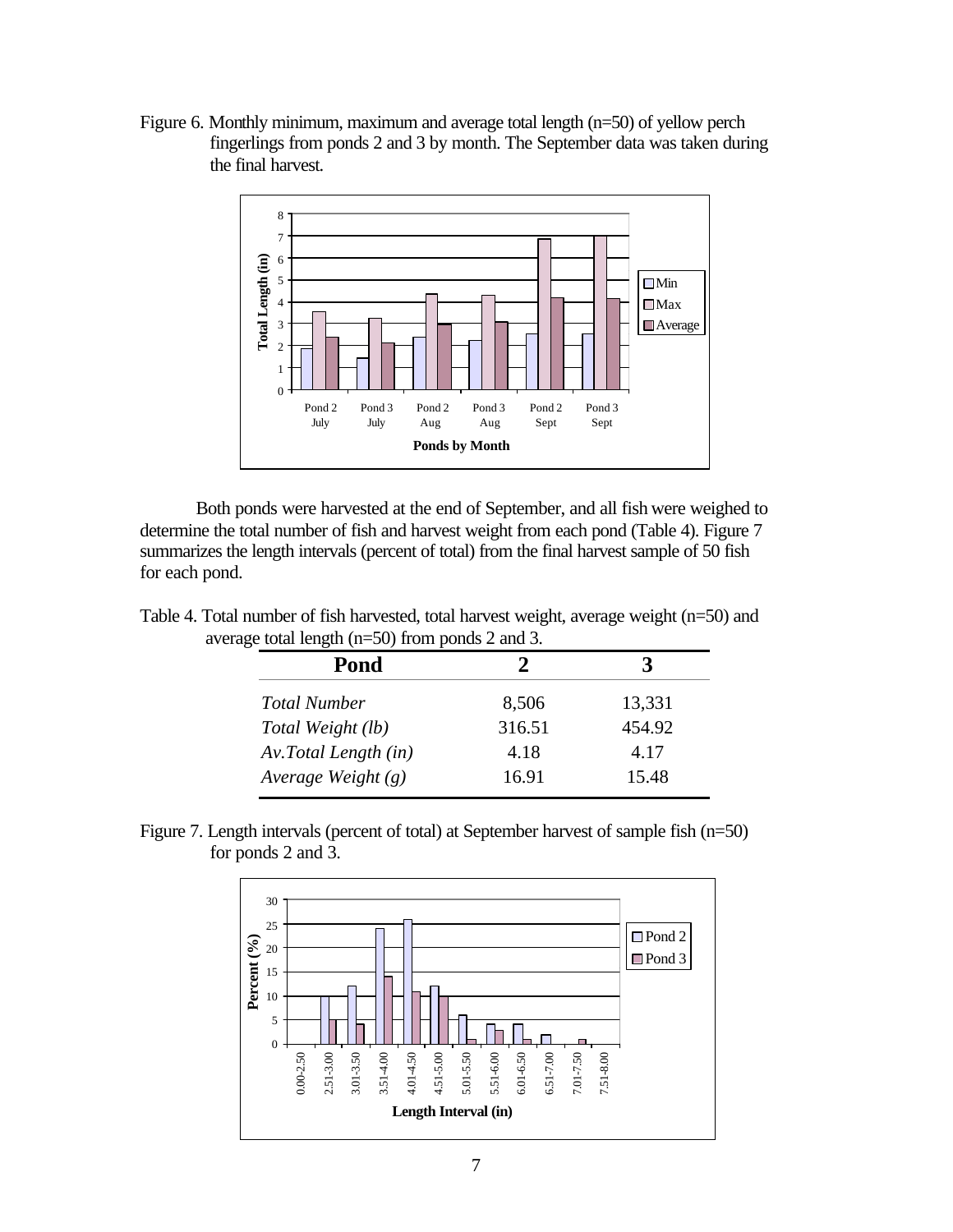Figure 6. Monthly minimum, maximum and average total length (n=50) of yellow perch fingerlings from ponds 2 and 3 by month. The September data was taken during the final harvest.

Both ponds were harvested at the end of September, and all fish were weighed to determine the total number of fish and harvest weight from each pond (Table 4). Figure 7 summarizes the length intervals (percent of total) from the final harvest sample of 50 fish for each pond.

Table 4. Total number of fish harvested, total harvest weight, average weight (n=50) and average total length (n=50) from ponds 2 and 3.

| Pond | 2 | 3 |
|---|---|---|
| *Total Number* | 8,506 | 13,331 |
| *Total Weight (lb)* | 316.51 | 454.92 |
| *Av.Total Length (in)* | 4.18 | 4.17 |
| *Average Weight (g)* | 16.91 | 15.48 |

Figure 7. Length intervals (percent of total) at September harvest of sample fish (n=50) for ponds 2 and 3.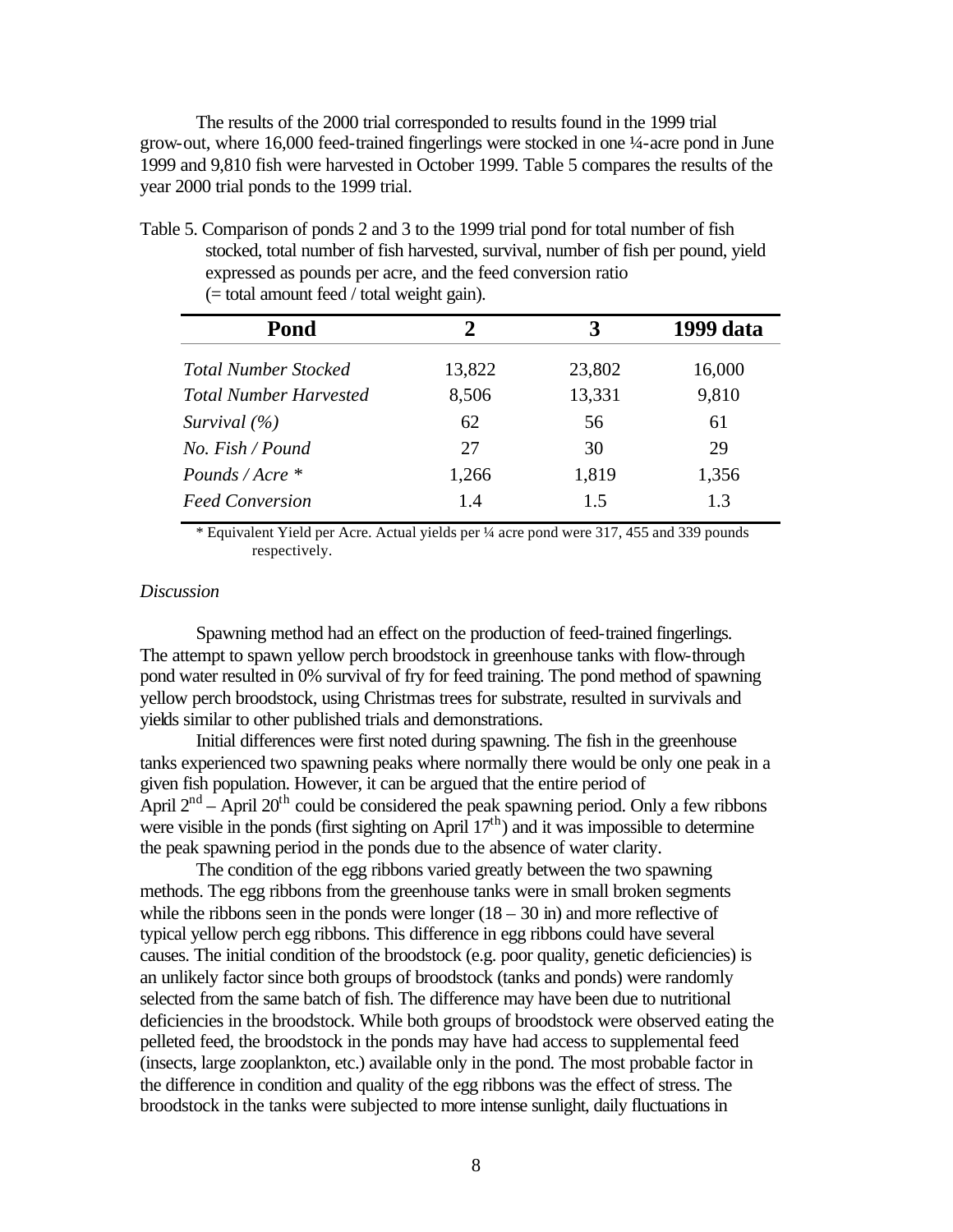The results of the 2000 trial corresponded to results found in the 1999 trial grow-out, where 16,000 feed-trained fingerlings were stocked in one ¼-acre pond in June 1999 and 9,810 fish were harvested in October 1999. Table 5 compares the results of the year 2000 trial ponds to the 1999 trial.

Table 5. Comparison of ponds 2 and 3 to the 1999 trial pond for total number of fish stocked, total number of fish harvested, survival, number of fish per pound, yield expressed as pounds per acre, and the feed conversion ratio (= total amount feed / total weight gain).

| **Pond** | **2** | **3** | **1999 data** |
|---|---|---|---|
| *Total Number Stocked* | 13,822 | 23,802 | 16,000 |
| *Total Number Harvested* | 8,506 | 13,331 | 9,810 |
| *Survival (%)* | 62 | 56 | 61 |
| *No. Fish / Pound* | 27 | 30 | 29 |
| *Pounds / Acre* * | 1,266 | 1,819 | 1,356 |
| *Feed Conversion* | 1.4 | 1.5 | 1.3 |

* Equivalent Yield per Acre. Actual yields per ¼ acre pond were 317, 455 and 339 pounds respectively.

*Discussion*

Spawning method had an effect on the production of feed-trained fingerlings. The attempt to spawn yellow perch broodstock in greenhouse tanks with flow-through pond water resulted in 0% survival of fry for feed training. The pond method of spawning yellow perch broodstock, using Christmas trees for substrate, resulted in survivals and yields similar to other published trials and demonstrations.

Initial differences were first noted during spawning. The fish in the greenhouse tanks experienced two spawning peaks where normally there would be only one peak in a given fish population. However, it can be argued that the entire period of April 2nd – April 20th could be considered the peak spawning period. Only a few ribbons were visible in the ponds (first sighting on April 17th) and it was impossible to determine the peak spawning period in the ponds due to the absence of water clarity.

The condition of the egg ribbons varied greatly between the two spawning methods. The egg ribbons from the greenhouse tanks were in small broken segments while the ribbons seen in the ponds were longer (18 – 30 in) and more reflective of typical yellow perch egg ribbons. This difference in egg ribbons could have several causes. The initial condition of the broodstock (e.g. poor quality, genetic deficiencies) is an unlikely factor since both groups of broodstock (tanks and ponds) were randomly selected from the same batch of fish. The difference may have been due to nutritional deficiencies in the broodstock. While both groups of broodstock were observed eating the pelleted feed, the broodstock in the ponds may have had access to supplemental feed (insects, large zooplankton, etc.) available only in the pond. The most probable factor in the difference in condition and quality of the egg ribbons was the effect of stress. The broodstock in the tanks were subjected to more intense sunlight, daily fluctuations in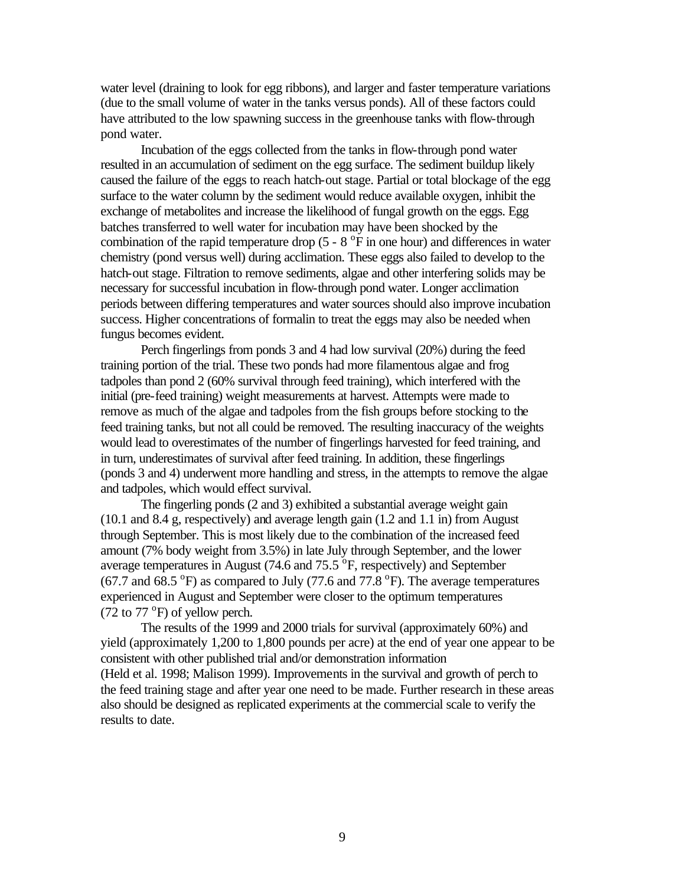water level (draining to look for egg ribbons), and larger and faster temperature variations (due to the small volume of water in the tanks versus ponds). All of these factors could have attributed to the low spawning success in the greenhouse tanks with flow-through pond water.

Incubation of the eggs collected from the tanks in flow-through pond water resulted in an accumulation of sediment on the egg surface. The sediment buildup likely caused the failure of the eggs to reach hatch-out stage. Partial or total blockage of the egg surface to the water column by the sediment would reduce available oxygen, inhibit the exchange of metabolites and increase the likelihood of fungal growth on the eggs. Egg batches transferred to well water for incubation may have been shocked by the combination of the rapid temperature drop (5 - 8 $^{o}$F in one hour) and differences in water chemistry (pond versus well) during acclimation. These eggs also failed to develop to the hatch-out stage. Filtration to remove sediments, algae and other interfering solids may be necessary for successful incubation in flow-through pond water. Longer acclimation periods between differing temperatures and water sources should also improve incubation success. Higher concentrations of formalin to treat the eggs may also be needed when fungus becomes evident.

Perch fingerlings from ponds 3 and 4 had low survival (20%) during the feed training portion of the trial. These two ponds had more filamentous algae and frog tadpoles than pond 2 (60% survival through feed training), which interfered with the initial (pre-feed training) weight measurements at harvest. Attempts were made to remove as much of the algae and tadpoles from the fish groups before stocking to the feed training tanks, but not all could be removed. The resulting inaccuracy of the weights would lead to overestimates of the number of fingerlings harvested for feed training, and in turn, underestimates of survival after feed training. In addition, these fingerlings (ponds 3 and 4) underwent more handling and stress, in the attempts to remove the algae and tadpoles, which would effect survival.

The fingerling ponds (2 and 3) exhibited a substantial average weight gain (10.1 and 8.4 g, respectively) and average length gain (1.2 and 1.1 in) from August through September. This is most likely due to the combination of the increased feed amount (7% body weight from 3.5%) in late July through September, and the lower average temperatures in August (74.6 and 75.5 $^{o}$F, respectively) and September (67.7 and 68.5 $^{o}$F) as compared to July (77.6 and 77.8 $^{o}$F). The average temperatures experienced in August and September were closer to the optimum temperatures (72 to 77 $^{o}$F) of yellow perch.

The results of the 1999 and 2000 trials for survival (approximately 60%) and yield (approximately 1,200 to 1,800 pounds per acre) at the end of year one appear to be consistent with other published trial and/or demonstration information (Held et al. 1998; Malison 1999). Improvements in the survival and growth of perch to the feed training stage and after year one need to be made. Further research in these areas also should be designed as replicated experiments at the commercial scale to verify the results to date.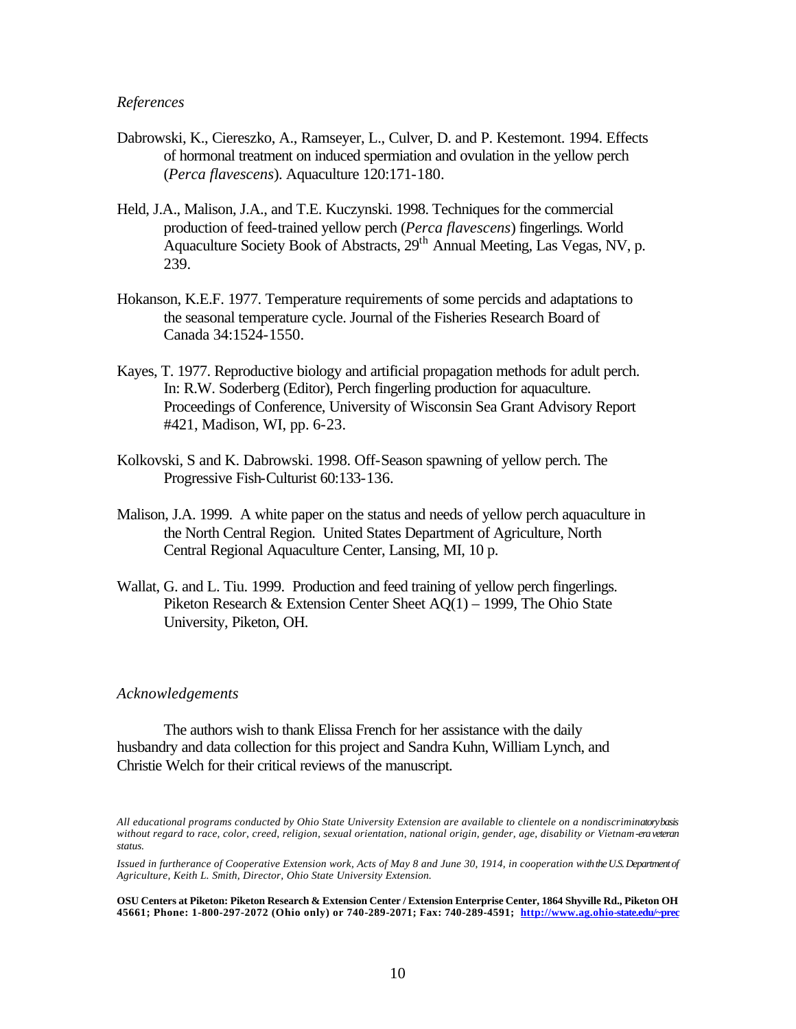*References*

Dabrowski, K., Ciereszko, A., Ramseyer, L., Culver, D. and P. Kestemont. 1994. Effects of hormonal treatment on induced spermiation and ovulation in the yellow perch (*Perca flavescens*). Aquaculture 120:171-180.

Held, J.A., Malison, J.A., and T.E. Kuczynski. 1998. Techniques for the commercial production of feed-trained yellow perch (*Perca flavescens*) fingerlings. World Aquaculture Society Book of Abstracts, 29th Annual Meeting, Las Vegas, NV, p. 239.

Hokanson, K.E.F. 1977. Temperature requirements of some percids and adaptations to the seasonal temperature cycle. Journal of the Fisheries Research Board of Canada 34:1524-1550.

Kayes, T. 1977. Reproductive biology and artificial propagation methods for adult perch. In: R.W. Soderberg (Editor), Perch fingerling production for aquaculture. Proceedings of Conference, University of Wisconsin Sea Grant Advisory Report #421, Madison, WI, pp. 6-23.

Kolkovski, S and K. Dabrowski. 1998. Off-Season spawning of yellow perch. The Progressive Fish-Culturist 60:133-136.

Malison, J.A. 1999. A white paper on the status and needs of yellow perch aquaculture in the North Central Region. United States Department of Agriculture, North Central Regional Aquaculture Center, Lansing, MI, 10 p.

Wallat, G. and L. Tiu. 1999. Production and feed training of yellow perch fingerlings. Piketon Research & Extension Center Sheet AQ(1) – 1999, The Ohio State University, Piketon, OH.

*Acknowledgements*

The authors wish to thank Elissa French for her assistance with the daily husbandry and data collection for this project and Sandra Kuhn, William Lynch, and Christie Welch for their critical reviews of the manuscript.

*All educational programs conducted by Ohio State University Extension are available to clientele on a nondiscriminatory basis without regard to race, color, creed, religion, sexual orientation, national origin, gender, age, disability or Vietnam-era veteran status.*

*Issued in furtherance of Cooperative Extension work, Acts of May 8 and June 30, 1914, in cooperation with the U.S. Department of Agriculture, Keith L. Smith, Director, Ohio State University Extension.*

**OSU Centers at Piketon: Piketon Research & Extension Center / Extension Enterprise Center, 1864 Shyville Rd., Piketon OH 45661; Phone: 1-800-297-2072 (Ohio only) or 740-289-2071; Fax: 740-289-4591; http://www.ag.ohio-state.edu/~prec**